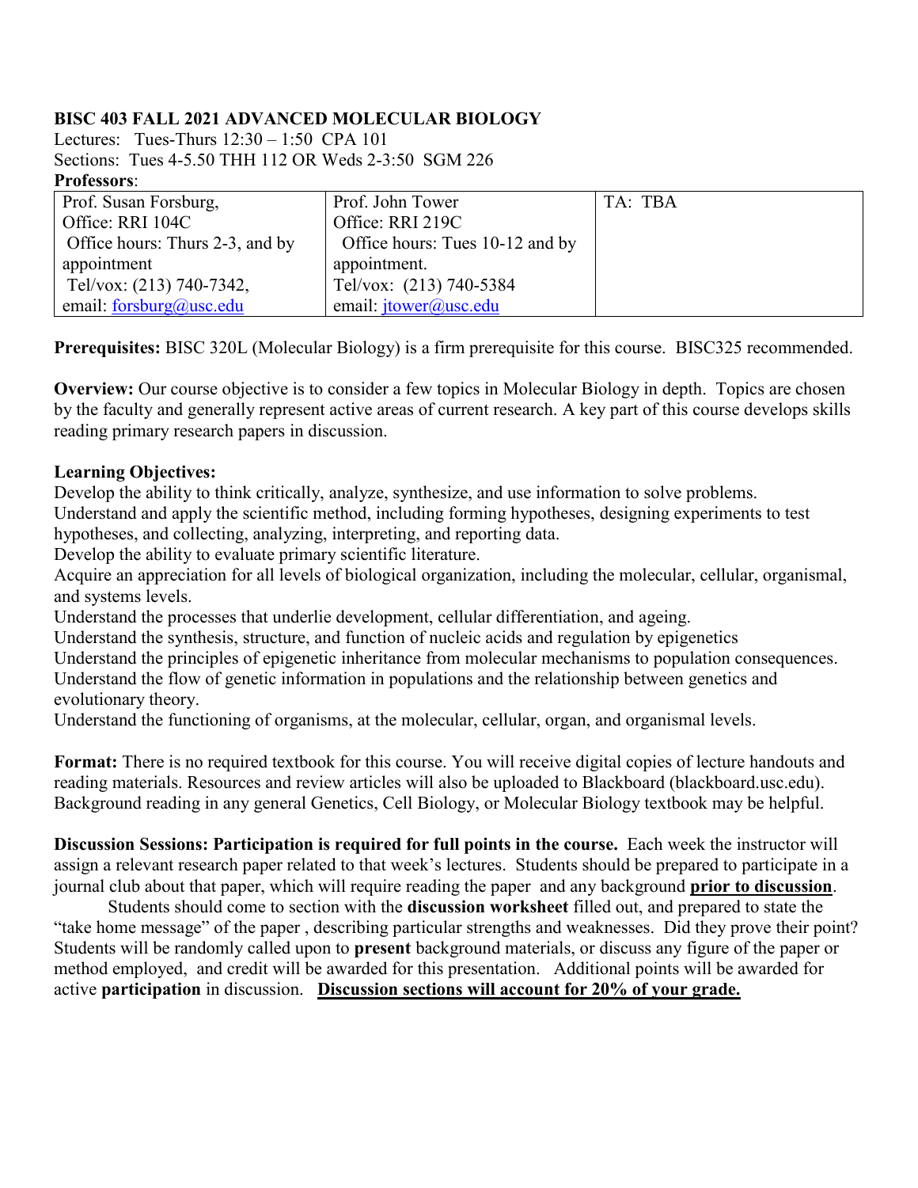**BISC 403 FALL 2021 ADVANCED MOLECULAR BIOLOGY**

Lectures: Tues-Thurs 12:30 – 1:50 CPA 101

Sections: Tues 4-5.50 THH 112 OR Weds 2-3:50 SGM 226

**Professors**:

| Prof. Susan Forsburg, Office: RRI 104C Office hours: Thurs 2-3, and by appointment Tel/vox: (213) 740-7342, email: forsburg@usc.edu | Prof. John Tower Office: RRI 219C Office hours: Tues 10-12 and by appointment. Tel/vox: (213) 740-5384 email: jtower@usc.edu | TA: TBA |
|---|---|---|

**Prerequisites:** BISC 320L (Molecular Biology) is a firm prerequisite for this course. BISC325 recommended.

**Overview:** Our course objective is to consider a few topics in Molecular Biology in depth. Topics are chosen by the faculty and generally represent active areas of current research. A key part of this course develops skills reading primary research papers in discussion.

**Learning Objectives:**

Develop the ability to think critically, analyze, synthesize, and use information to solve problems.
Understand and apply the scientific method, including forming hypotheses, designing experiments to test hypotheses, and collecting, analyzing, interpreting, and reporting data.
Develop the ability to evaluate primary scientific literature.
Acquire an appreciation for all levels of biological organization, including the molecular, cellular, organismal, and systems levels.
Understand the processes that underlie development, cellular differentiation, and ageing.
Understand the synthesis, structure, and function of nucleic acids and regulation by epigenetics
Understand the principles of epigenetic inheritance from molecular mechanisms to population consequences.
Understand the flow of genetic information in populations and the relationship between genetics and evolutionary theory.
Understand the functioning of organisms, at the molecular, cellular, organ, and organismal levels.

**Format:** There is no required textbook for this course. You will receive digital copies of lecture handouts and reading materials. Resources and review articles will also be uploaded to Blackboard (blackboard.usc.edu). Background reading in any general Genetics, Cell Biology, or Molecular Biology textbook may be helpful.

**Discussion Sessions: Participation is required for full points in the course.** Each week the instructor will assign a relevant research paper related to that week's lectures. Students should be prepared to participate in a journal club about that paper, which will require reading the paper and any background **prior to discussion**.

Students should come to section with the **discussion worksheet** filled out, and prepared to state the "take home message" of the paper , describing particular strengths and weaknesses. Did they prove their point? Students will be randomly called upon to **present** background materials, or discuss any figure of the paper or method employed, and credit will be awarded for this presentation. Additional points will be awarded for active **participation** in discussion. **Discussion sections will account for 20% of your grade.**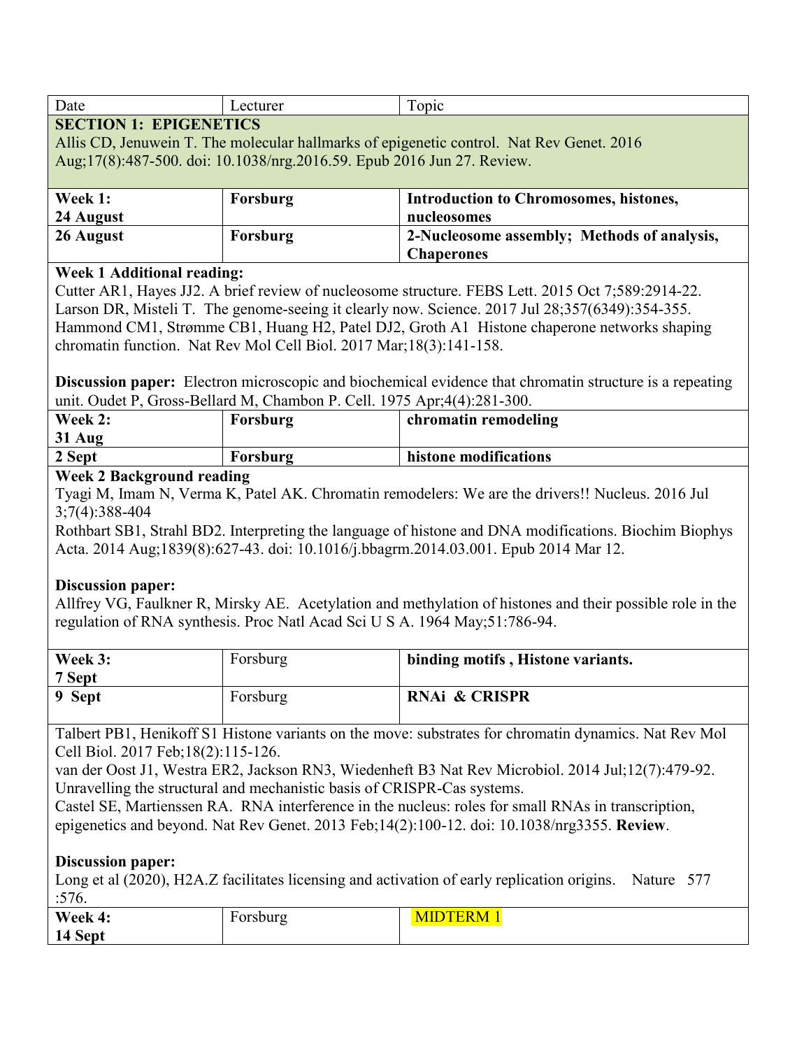| Date | Lecturer | Topic |
|---|---|---|
| **SECTION 1: EPIGENETICS**<br>Allis CD, Jenuwein T. The molecular hallmarks of epigenetic control. Nat Rev Genet. 2016 Aug;17(8):487-500. doi: 10.1038/nrg.2016.59. Epub 2016 Jun 27. Review. | | |
| **Week 1:**<br>**24 August** | **Forsburg** | **Introduction to Chromosomes, histones, nucleosomes** |
| **26 August** | **Forsburg** | **2-Nucleosome assembly; Methods of analysis, Chaperones** |
| **Week 1 Additional reading:**<br>Cutter AR1, Hayes JJ2. A brief review of nucleosome structure. FEBS Lett. 2015 Oct 7;589:2914-22.<br>Larson DR, Misteli T. The genome-seeing it clearly now. Science. 2017 Jul 28;357(6349):354-355.<br>Hammond CM1, Strømme CB1, Huang H2, Patel DJ2, Groth A1 Histone chaperone networks shaping chromatin function. Nat Rev Mol Cell Biol. 2017 Mar;18(3):141-158.<br><br>**Discussion paper:** Electron microscopic and biochemical evidence that chromatin structure is a repeating unit. Oudet P, Gross-Bellard M, Chambon P. Cell. 1975 Apr;4(4):281-300. | | |
| **Week 2:**<br>**31 Aug** | **Forsburg** | **chromatin remodeling** |
| **2 Sept** | **Forsburg** | **histone modifications** |
| **Week 2 Background reading**<br>Tyagi M, Imam N, Verma K, Patel AK. Chromatin remodelers: We are the drivers!! Nucleus. 2016 Jul 3;7(4):388-404<br>Rothbart SB1, Strahl BD2. Interpreting the language of histone and DNA modifications. Biochim Biophys Acta. 2014 Aug;1839(8):627-43. doi: 10.1016/j.bbagrm.2014.03.001. Epub 2014 Mar 12.<br><br>**Discussion paper:**<br>Allfrey VG, Faulkner R, Mirsky AE. Acetylation and methylation of histones and their possible role in the regulation of RNA synthesis. Proc Natl Acad Sci U S A. 1964 May;51:786-94. | | |
| **Week 3:**<br>**7 Sept** | Forsburg | **binding motifs , Histone variants.** |
| **9 Sept** | Forsburg | **RNAi & CRISPR** |
| Talbert PB1, Henikoff S1 Histone variants on the move: substrates for chromatin dynamics. Nat Rev Mol Cell Biol. 2017 Feb;18(2):115-126.<br>van der Oost J1, Westra ER2, Jackson RN3, Wiedenheft B3 Nat Rev Microbiol. 2014 Jul;12(7):479-92. Unravelling the structural and mechanistic basis of CRISPR-Cas systems.<br>Castel SE, Martienssen RA. RNA interference in the nucleus: roles for small RNAs in transcription, epigenetics and beyond. Nat Rev Genet. 2013 Feb;14(2):100-12. doi: 10.1038/nrg3355. **Review**.<br><br>**Discussion paper:**<br>Long et al (2020), H2A.Z facilitates licensing and activation of early replication origins. Nature 577 :576. | | |
| **Week 4:**<br>**14 Sept** | Forsburg | MIDTERM 1 |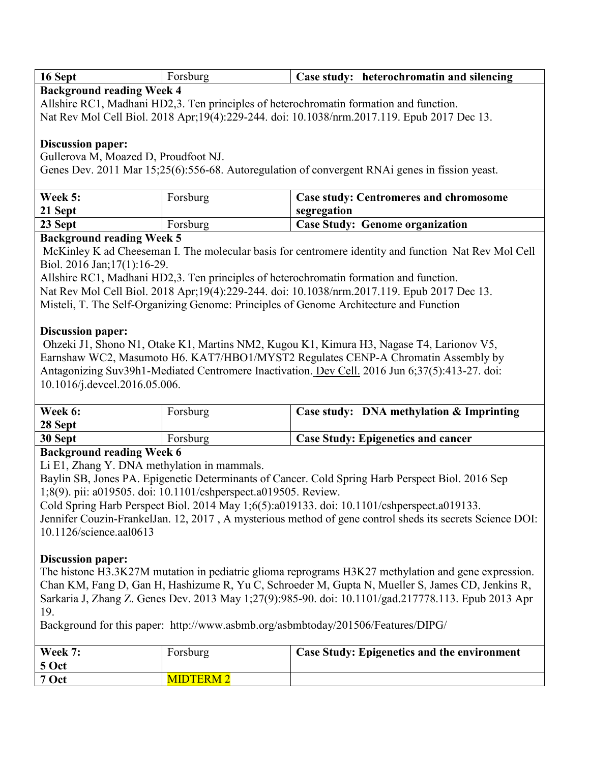| 16 Sept | Forsburg | **Case study: heterochromatin and silencing** |
|---|---|---|

**Background reading Week 4**

Allshire RC1, Madhani HD2,3. Ten principles of heterochromatin formation and function.
Nat Rev Mol Cell Biol. 2018 Apr;19(4):229-244. doi: 10.1038/nrm.2017.119. Epub 2017 Dec 13.

**Discussion paper:**

Gullerova M, Moazed D, Proudfoot NJ.
Genes Dev. 2011 Mar 15;25(6):556-68. Autoregulation of convergent RNAi genes in fission yeast.

| **Week 5: 21 Sept** | Forsburg | **Case study: Centromeres and chromosome segregation** |
|---|---|---|
| **23 Sept** | Forsburg | **Case Study: Genome organization** |

**Background reading Week 5**

McKinley K ad Cheeseman I. The molecular basis for centromere identity and function Nat Rev Mol Cell Biol. 2016 Jan;17(1):16-29.
Allshire RC1, Madhani HD2,3. Ten principles of heterochromatin formation and function.
Nat Rev Mol Cell Biol. 2018 Apr;19(4):229-244. doi: 10.1038/nrm.2017.119. Epub 2017 Dec 13.
Misteli, T. The Self-Organizing Genome: Principles of Genome Architecture and Function

**Discussion paper:**

Ohzeki J1, Shono N1, Otake K1, Martins NM2, Kugou K1, Kimura H3, Nagase T4, Larionov V5, Earnshaw WC2, Masumoto H6. KAT7/HBO1/MYST2 Regulates CENP-A Chromatin Assembly by Antagonizing Suv39h1-Mediated Centromere Inactivation. Dev Cell. 2016 Jun 6;37(5):413-27. doi: 10.1016/j.devcel.2016.05.006.

| **Week 6: 28 Sept** | Forsburg | **Case study: DNA methylation & Imprinting** |
|---|---|---|
| **30 Sept** | Forsburg | **Case Study: Epigenetics and cancer** |

**Background reading Week 6**

Li E1, Zhang Y. DNA methylation in mammals.
Baylin SB, Jones PA. Epigenetic Determinants of Cancer. Cold Spring Harb Perspect Biol. 2016 Sep 1;8(9). pii: a019505. doi: 10.1101/cshperspect.a019505. Review.
Cold Spring Harb Perspect Biol. 2014 May 1;6(5):a019133. doi: 10.1101/cshperspect.a019133.
Jennifer Couzin-FrankelJan. 12, 2017 , A mysterious method of gene control sheds its secrets Science DOI: 10.1126/science.aal0613

**Discussion paper:**

The histone H3.3K27M mutation in pediatric glioma reprograms H3K27 methylation and gene expression. Chan KM, Fang D, Gan H, Hashizume R, Yu C, Schroeder M, Gupta N, Mueller S, James CD, Jenkins R, Sarkaria J, Zhang Z. Genes Dev. 2013 May 1;27(9):985-90. doi: 10.1101/gad.217778.113. Epub 2013 Apr 19.
Background for this paper: http://www.asbmb.org/asbmbtoday/201506/Features/DIPG/

| **Week 7: 5 Oct** | Forsburg | **Case Study: Epigenetics and the environment** |
|---|---|---|
| **7 Oct** | MIDTERM 2 | |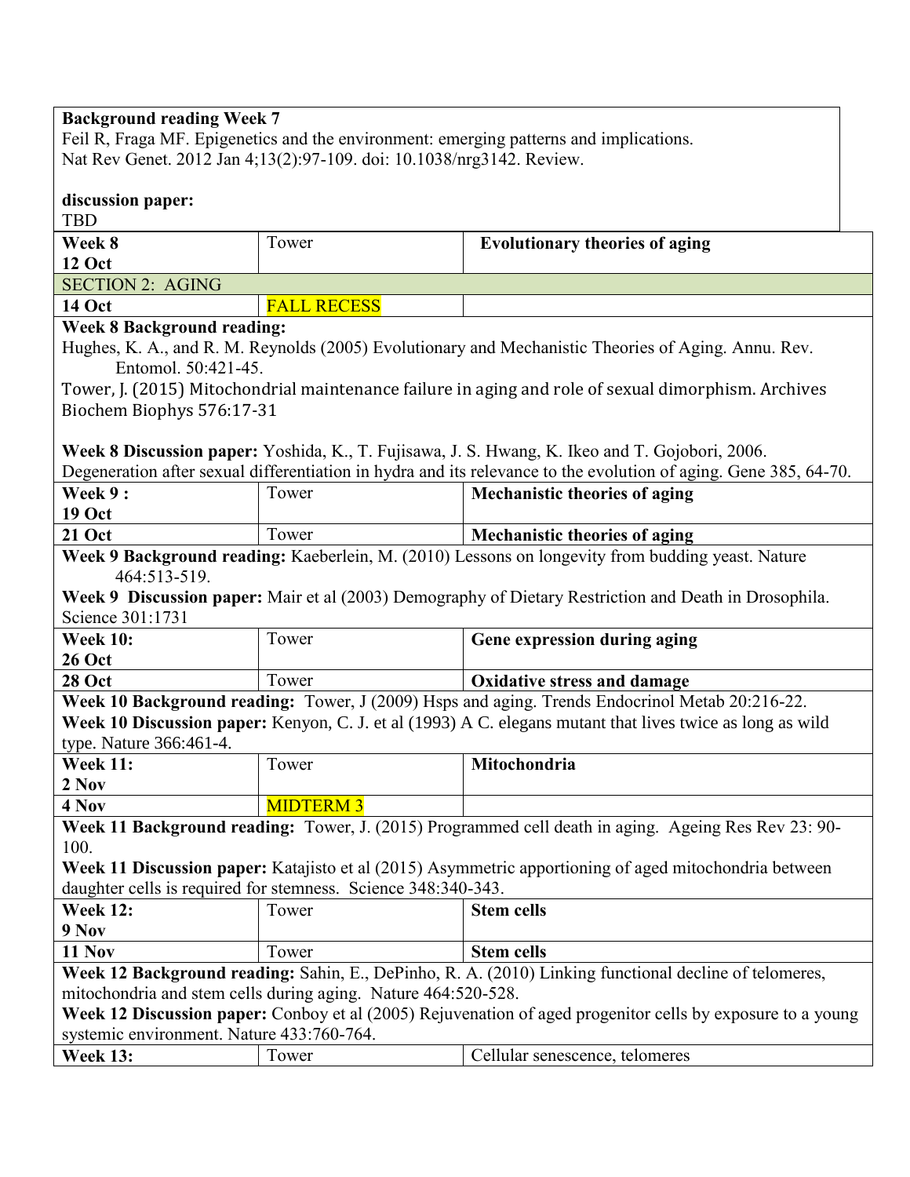**Background reading Week 7**

Feil R, Fraga MF. Epigenetics and the environment: emerging patterns and implications. Nat Rev Genet. 2012 Jan 4;13(2):97-109. doi: 10.1038/nrg3142. Review.

**discussion paper:**

TBD

| | | |
|---|---|---|
| **Week 8**<br>**12 Oct** | Tower | **Evolutionary theories of aging** |
| SECTION 2: AGING | | |
| **14 Oct** | FALL RECESS | |

**Week 8 Background reading:**

Hughes, K. A., and R. M. Reynolds (2005) Evolutionary and Mechanistic Theories of Aging. Annu. Rev. Entomol. 50:421-45.

Tower, J. (2015) Mitochondrial maintenance failure in aging and role of sexual dimorphism. Archives Biochem Biophys 576:17-31

**Week 8 Discussion paper:** Yoshida, K., T. Fujisawa, J. S. Hwang, K. Ikeo and T. Gojobori, 2006. Degeneration after sexual differentiation in hydra and its relevance to the evolution of aging. Gene 385, 64-70.

| | | |
|---|---|---|
| **Week 9 :**<br>**19 Oct** | Tower | **Mechanistic theories of aging** |
| **21 Oct** | Tower | **Mechanistic theories of aging** |

**Week 9 Background reading:** Kaeberlein, M. (2010) Lessons on longevity from budding yeast. Nature 464:513-519.

**Week 9 Discussion paper:** Mair et al (2003) Demography of Dietary Restriction and Death in Drosophila. Science 301:1731

| | | |
|---|---|---|
| **Week 10:**<br>**26 Oct** | Tower | **Gene expression during aging** |
| **28 Oct** | Tower | **Oxidative stress and damage** |

**Week 10 Background reading:** Tower, J (2009) Hsps and aging. Trends Endocrinol Metab 20:216-22.

**Week 10 Discussion paper:** Kenyon, C. J. et al (1993) A C. elegans mutant that lives twice as long as wild type. Nature 366:461-4.

| | | |
|---|---|---|
| **Week 11:**<br>**2 Nov** | Tower | **Mitochondria** |
| **4 Nov** | MIDTERM 3 | |

**Week 11 Background reading:** Tower, J. (2015) Programmed cell death in aging. Ageing Res Rev 23: 90-100.

**Week 11 Discussion paper:** Katajisto et al (2015) Asymmetric apportioning of aged mitochondria between daughter cells is required for stemness. Science 348:340-343.

| | | |
|---|---|---|
| **Week 12:**<br>**9 Nov** | Tower | **Stem cells** |
| **11 Nov** | Tower | **Stem cells** |

**Week 12 Background reading:** Sahin, E., DePinho, R. A. (2010) Linking functional decline of telomeres, mitochondria and stem cells during aging. Nature 464:520-528.

**Week 12 Discussion paper:** Conboy et al (2005) Rejuvenation of aged progenitor cells by exposure to a young systemic environment. Nature 433:760-764.

| | | |
|---|---|---|
| **Week 13:** | Tower | Cellular senescence, telomeres |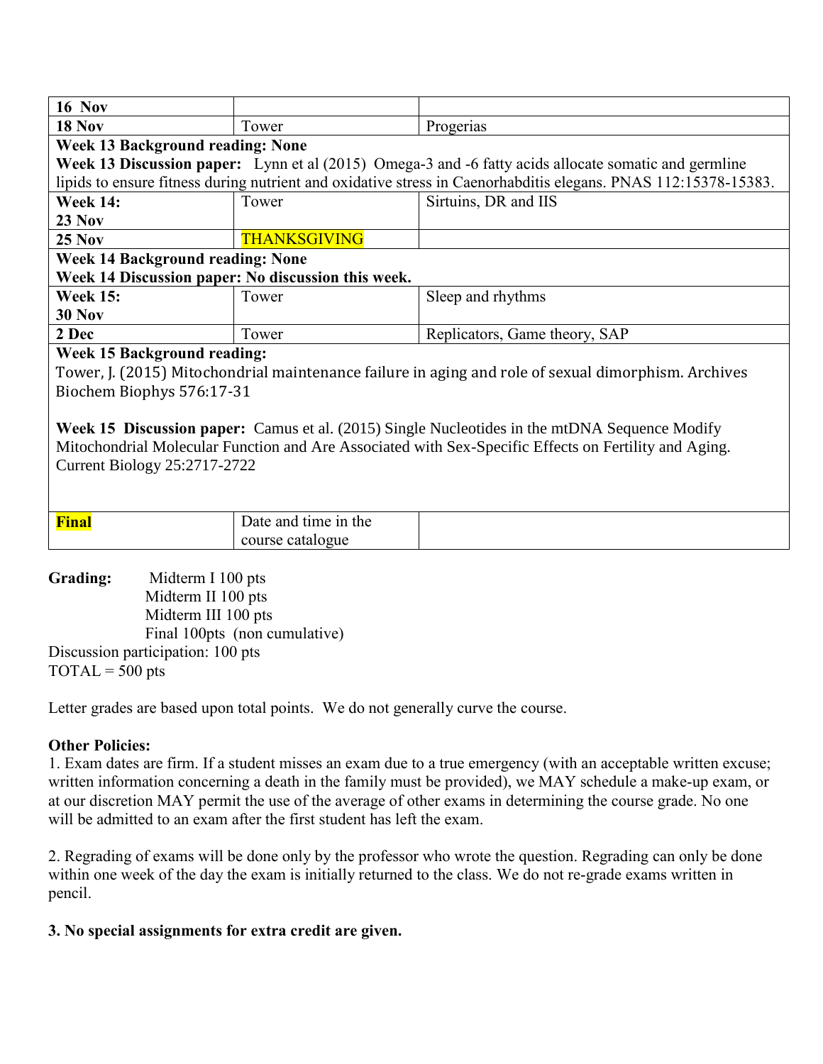| | | |
|---|---|---|
| **16 Nov** | | |
| **18 Nov** | Tower | Progerias |
| **Week 13 Background reading: None** | | |
| **Week 13 Discussion paper:** Lynn et al (2015) Omega-3 and -6 fatty acids allocate somatic and germline lipids to ensure fitness during nutrient and oxidative stress in Caenorhabditis elegans. PNAS 112:15378-15383. | | |
| **Week 14: 23 Nov** | Tower | Sirtuins, DR and IIS |
| **25 Nov** | THANKSGIVING | |
| **Week 14 Background reading: None** | | |
| **Week 14 Discussion paper: No discussion this week.** | | |
| **Week 15: 30 Nov** | Tower | Sleep and rhythms |
| **2 Dec** | Tower | Replicators, Game theory, SAP |
| **Week 15 Background reading:** Tower, J. (2015) Mitochondrial maintenance failure in aging and role of sexual dimorphism. Archives Biochem Biophys 576:17-31 | | |
| **Week 15 Discussion paper:** Camus et al. (2015) Single Nucleotides in the mtDNA Sequence Modify Mitochondrial Molecular Function and Are Associated with Sex-Specific Effects on Fertility and Aging. Current Biology 25:2717-2722 | | |
| **Final** | Date and time in the course catalogue | |

**Grading:** Midterm I 100 pts
Midterm II 100 pts
Midterm III 100 pts
Final 100pts (non cumulative)
Discussion participation: 100 pts
TOTAL = 500 pts

Letter grades are based upon total points. We do not generally curve the course.

**Other Policies:**

1. Exam dates are firm. If a student misses an exam due to a true emergency (with an acceptable written excuse; written information concerning a death in the family must be provided), we MAY schedule a make-up exam, or at our discretion MAY permit the use of the average of other exams in determining the course grade. No one will be admitted to an exam after the first student has left the exam.

2. Regrading of exams will be done only by the professor who wrote the question. Regrading can only be done within one week of the day the exam is initially returned to the class. We do not re-grade exams written in pencil.

**3. No special assignments for extra credit are given.**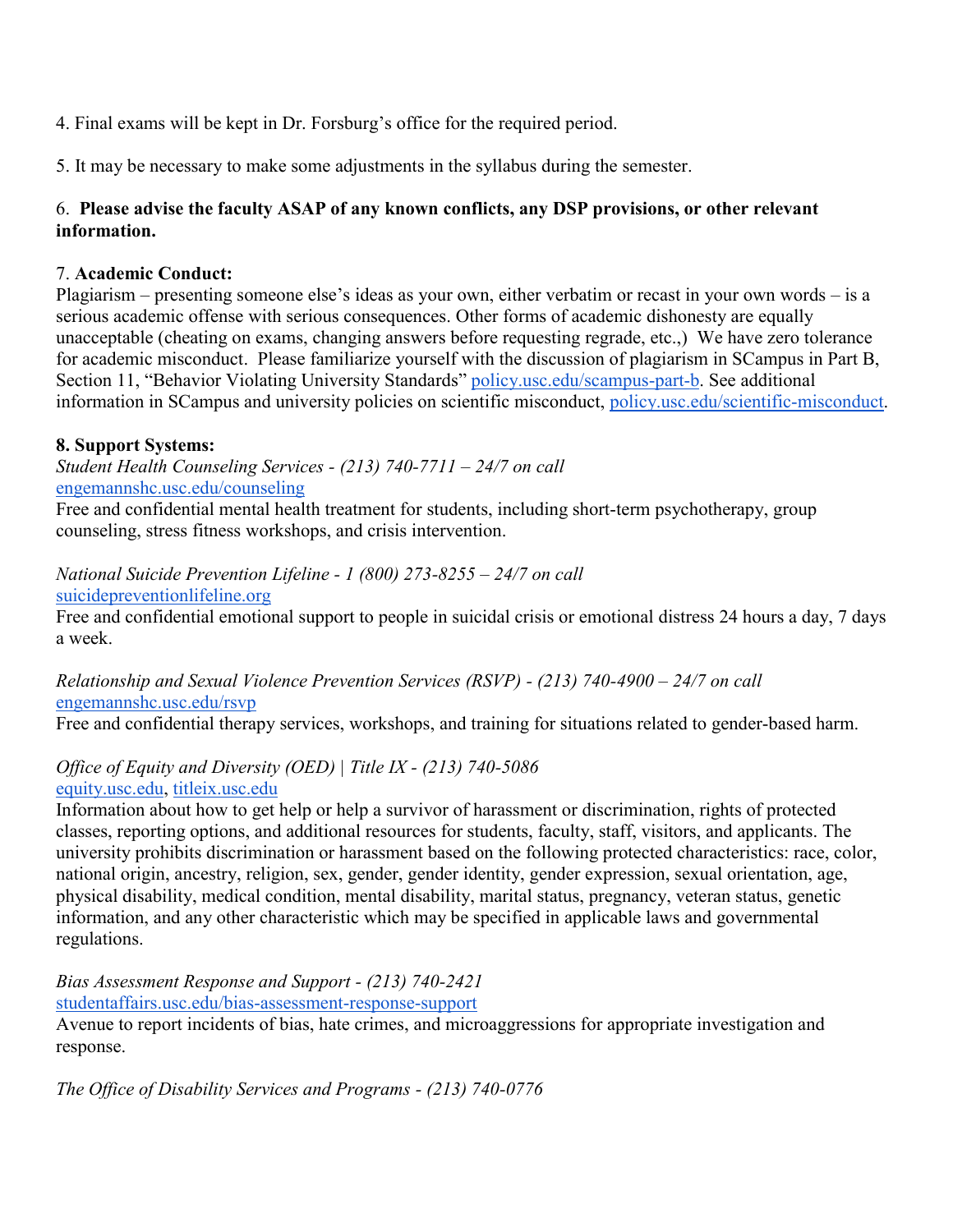4. Final exams will be kept in Dr. Forsburg's office for the required period.

5. It may be necessary to make some adjustments in the syllabus during the semester.

6. **Please advise the faculty ASAP of any known conflicts, any DSP provisions, or other relevant information.**

7. **Academic Conduct:**
Plagiarism – presenting someone else's ideas as your own, either verbatim or recast in your own words – is a serious academic offense with serious consequences. Other forms of academic dishonesty are equally unacceptable (cheating on exams, changing answers before requesting regrade, etc.,) We have zero tolerance for academic misconduct. Please familiarize yourself with the discussion of plagiarism in SCampus in Part B, Section 11, "Behavior Violating University Standards" policy.usc.edu/scampus-part-b. See additional information in SCampus and university policies on scientific misconduct, policy.usc.edu/scientific-misconduct.

**8. Support Systems:**

*Student Health Counseling Services - (213) 740-7711 – 24/7 on call*
engemannshc.usc.edu/counseling
Free and confidential mental health treatment for students, including short-term psychotherapy, group counseling, stress fitness workshops, and crisis intervention.

*National Suicide Prevention Lifeline - 1 (800) 273-8255 – 24/7 on call*
suicidepreventionlifeline.org
Free and confidential emotional support to people in suicidal crisis or emotional distress 24 hours a day, 7 days a week.

*Relationship and Sexual Violence Prevention Services (RSVP) - (213) 740-4900 – 24/7 on call*
engemannshc.usc.edu/rsvp
Free and confidential therapy services, workshops, and training for situations related to gender-based harm.

*Office of Equity and Diversity (OED) | Title IX - (213) 740-5086*
equity.usc.edu, titleix.usc.edu
Information about how to get help or help a survivor of harassment or discrimination, rights of protected classes, reporting options, and additional resources for students, faculty, staff, visitors, and applicants. The university prohibits discrimination or harassment based on the following protected characteristics: race, color, national origin, ancestry, religion, sex, gender, gender identity, gender expression, sexual orientation, age, physical disability, medical condition, mental disability, marital status, pregnancy, veteran status, genetic information, and any other characteristic which may be specified in applicable laws and governmental regulations.

*Bias Assessment Response and Support - (213) 740-2421*
studentaffairs.usc.edu/bias-assessment-response-support
Avenue to report incidents of bias, hate crimes, and microaggressions for appropriate investigation and response.

*The Office of Disability Services and Programs - (213) 740-0776*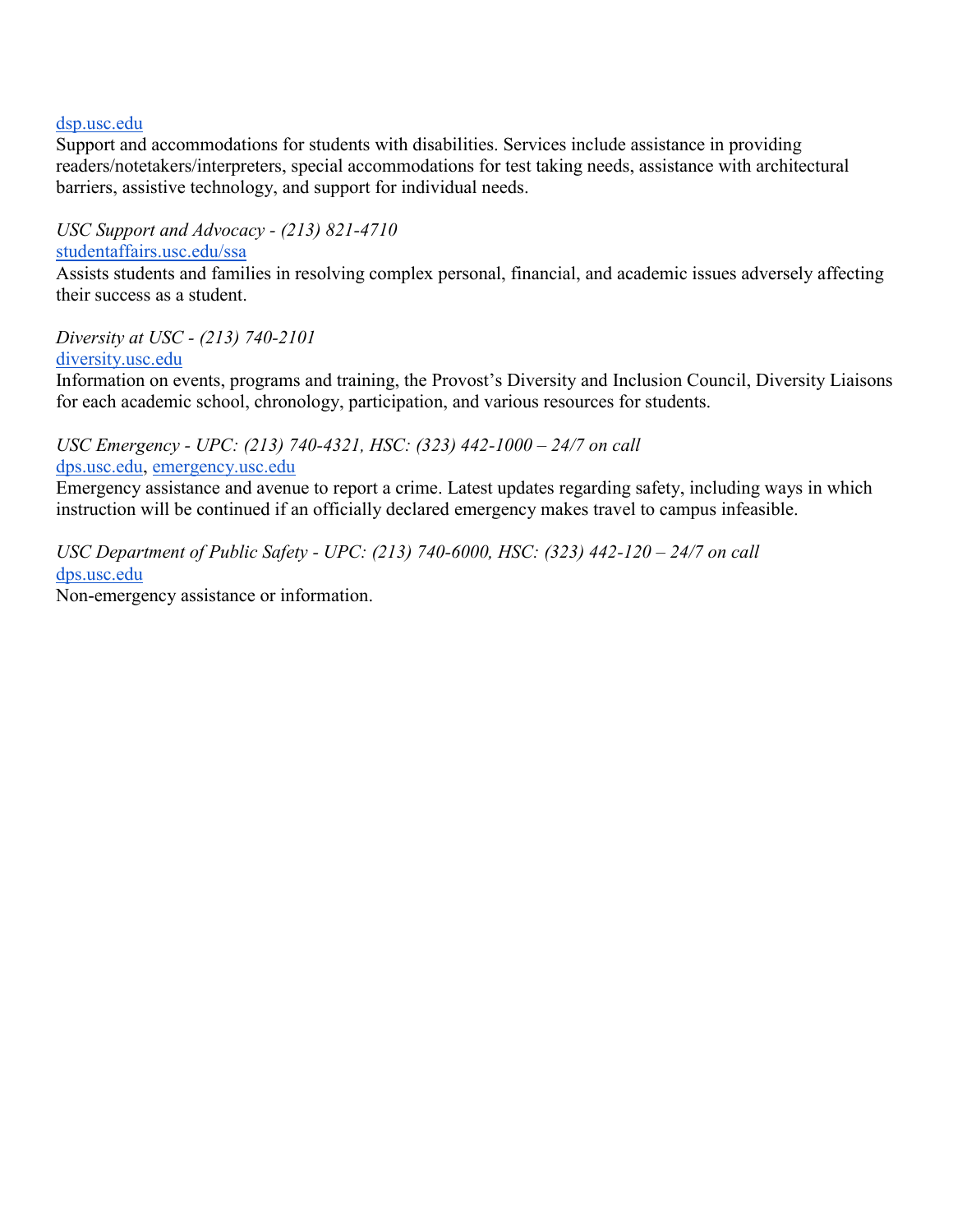dsp.usc.edu
Support and accommodations for students with disabilities. Services include assistance in providing readers/notetakers/interpreters, special accommodations for test taking needs, assistance with architectural barriers, assistive technology, and support for individual needs.

*USC Support and Advocacy - (213) 821-4710*
studentaffairs.usc.edu/ssa
Assists students and families in resolving complex personal, financial, and academic issues adversely affecting their success as a student.

*Diversity at USC - (213) 740-2101*
diversity.usc.edu
Information on events, programs and training, the Provost's Diversity and Inclusion Council, Diversity Liaisons for each academic school, chronology, participation, and various resources for students.

*USC Emergency - UPC: (213) 740-4321, HSC: (323) 442-1000 – 24/7 on call*
dps.usc.edu, emergency.usc.edu
Emergency assistance and avenue to report a crime. Latest updates regarding safety, including ways in which instruction will be continued if an officially declared emergency makes travel to campus infeasible.

*USC Department of Public Safety - UPC: (213) 740-6000, HSC: (323) 442-120 – 24/7 on call*
dps.usc.edu
Non-emergency assistance or information.